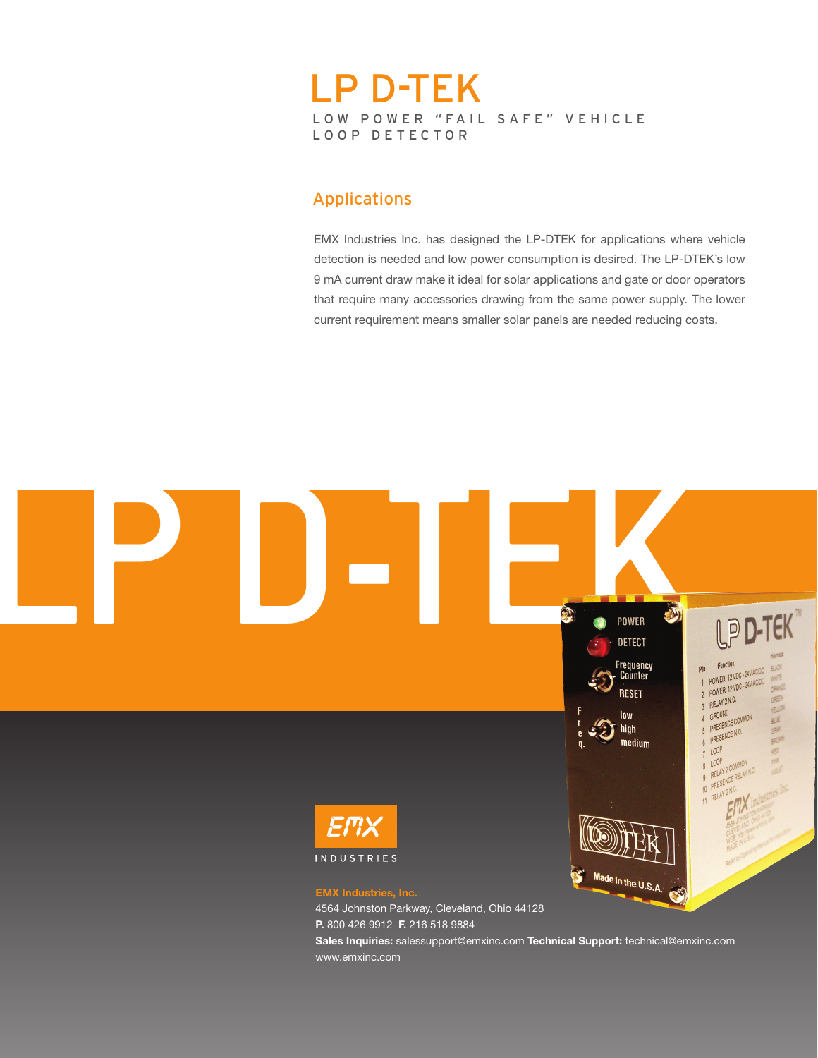# LP D-TEK

LOW POWER "FAIL SAFE" VEHICLE LOOP DETECTOR

## Applications

EMX Industries Inc. has designed the LP-DTEK for applications where vehicle detection is needed and low power consumption is desired. The LP-DTEK's low 9 mA current draw make it ideal for solar applications and gate or door operators that require many accessories drawing from the same power supply. The lower current requirement means smaller solar panels are needed reducing costs.

EMX INDUSTRIES

**EMX Industries, Inc.**
4564 Johnston Parkway, Cleveland, Ohio 44128
**P.** 800 426 9912 **F.** 216 518 9884
**Sales Inquiries:** salessupport@emxinc.com **Technical Support:** technical@emxinc.com
www.emxinc.com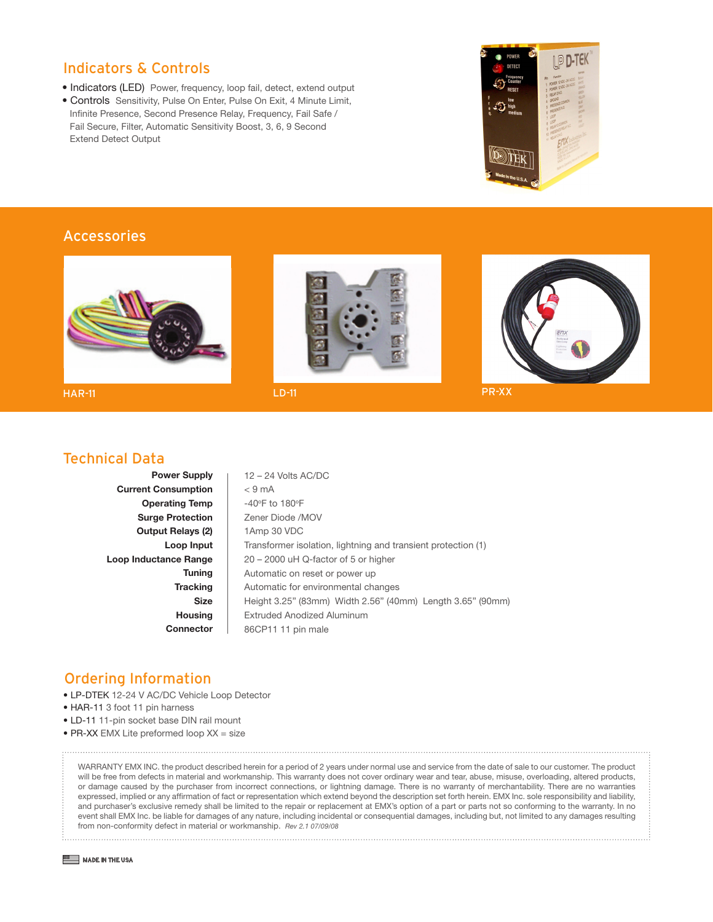## Indicators & Controls

- **Indicators (LED)** Power, frequency, loop fail, detect, extend output
- **Controls** Sensitivity, Pulse On Enter, Pulse On Exit, 4 Minute Limit, Infinite Presence, Second Presence Relay, Frequency, Fail Safe / Fail Secure, Filter, Automatic Sensitivity Boost, 3, 6, 9 Second Extend Detect Output

## Accessories

HAR-11

LD-11

PR-XX

## Technical Data

| | |
|---|---|
| **Power Supply** | 12 – 24 Volts AC/DC |
| **Current Consumption** | < 9 mA |
| **Operating Temp** | -40°F to 180°F |
| **Surge Protection** | Zener Diode /MOV |
| **Output Relays (2)** | 1Amp 30 VDC |
| **Loop Input** | Transformer isolation, lightning and transient protection (1) |
| **Loop Inductance Range** | 20 – 2000 uH Q-factor of 5 or higher |
| **Tuning** | Automatic on reset or power up |
| **Tracking** | Automatic for environmental changes |
| **Size** | Height 3.25" (83mm) Width 2.56" (40mm) Length 3.65" (90mm) |
| **Housing** | Extruded Anodized Aluminum |
| **Connector** | 86CP11 11 pin male |

## Ordering Information

- LP-DTEK 12-24 V AC/DC Vehicle Loop Detector
- HAR-11 3 foot 11 pin harness
- LD-11 11-pin socket base DIN rail mount
- PR-XX EMX Lite preformed loop XX = size

WARRANTY EMX INC. the product described herein for a period of 2 years under normal use and service from the date of sale to our customer. The product will be free from defects in material and workmanship. This warranty does not cover ordinary wear and tear, abuse, misuse, overloading, altered products, or damage caused by the purchaser from incorrect connections, or lightning damage. There is no warranty of merchantability. There are no warranties expressed, implied or any affirmation of fact or representation which extend beyond the description set forth herein. EMX Inc. sole responsibility and liability, and purchaser's exclusive remedy shall be limited to the repair or replacement at EMX's option of a part or parts not so conforming to the warranty. In no event shall EMX Inc. be liable for damages of any nature, including incidental or consequential damages, including but, not limited to any damages resulting from non-conformity defect in material or workmanship. *Rev 2.1 07/09/08*

MADE IN THE USA